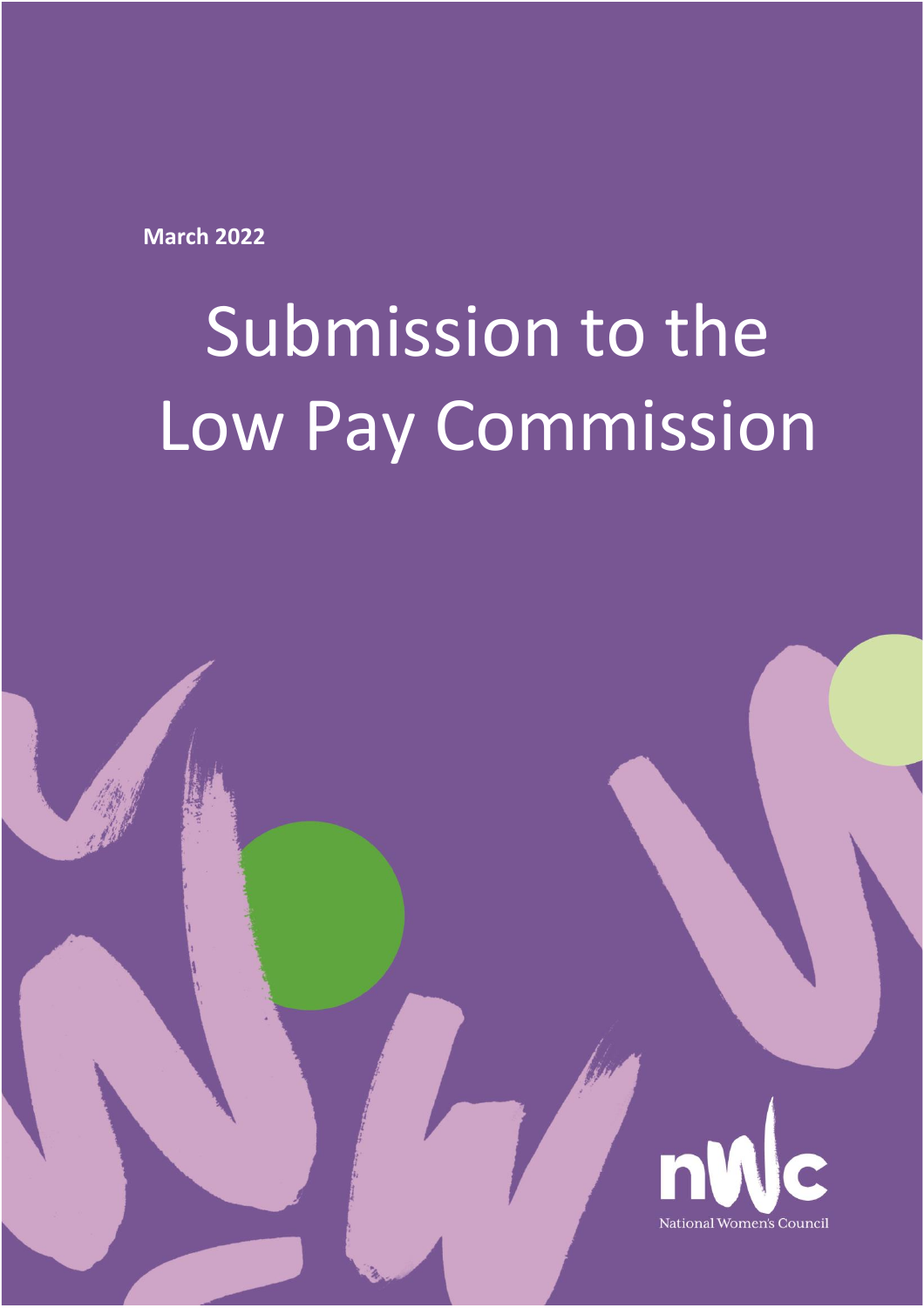**March 2022**

# Submission to the Low Pay Commission

National Women's Council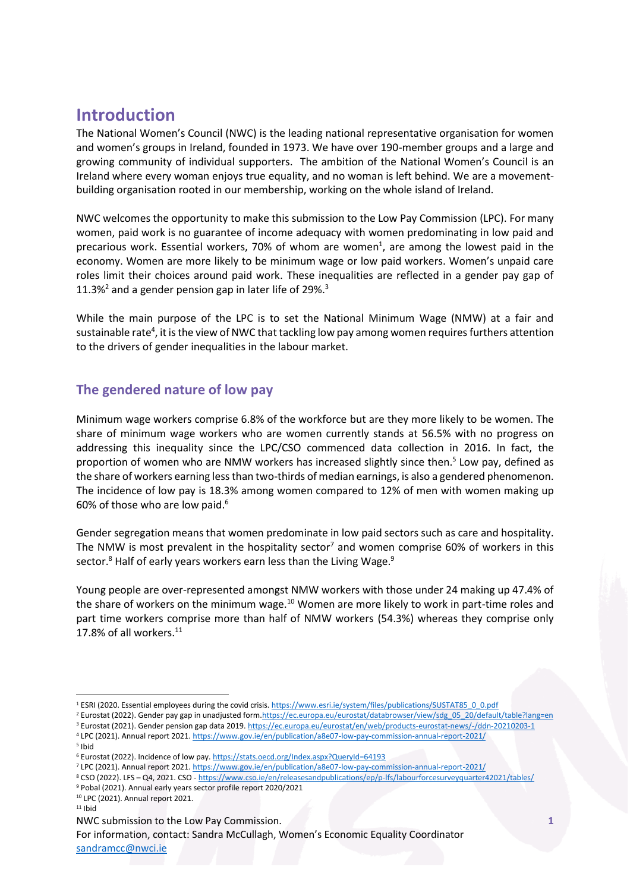# Introduction

The National Women's Council (NWC) is the leading national representative organisation for women and women's groups in Ireland, founded in 1973. We have over 190-member groups and a large and growing community of individual supporters. The ambition of the National Women's Council is an Ireland where every woman enjoys true equality, and no woman is left behind. We are a movement-building organisation rooted in our membership, working on the whole island of Ireland.

NWC welcomes the opportunity to make this submission to the Low Pay Commission (LPC). For many women, paid work is no guarantee of income adequacy with women predominating in low paid and precarious work. Essential workers, 70% of whom are women[1], are among the lowest paid in the economy. Women are more likely to be minimum wage or low paid workers. Women's unpaid care roles limit their choices around paid work. These inequalities are reflected in a gender pay gap of 11.3%[2] and a gender pension gap in later life of 29%.[3]

While the main purpose of the LPC is to set the National Minimum Wage (NMW) at a fair and sustainable rate[4], it is the view of NWC that tackling low pay among women requires furthers attention to the drivers of gender inequalities in the labour market.

## The gendered nature of low pay

Minimum wage workers comprise 6.8% of the workforce but are they more likely to be women. The share of minimum wage workers who are women currently stands at 56.5% with no progress on addressing this inequality since the LPC/CSO commenced data collection in 2016. In fact, the proportion of women who are NMW workers has increased slightly since then.[5] Low pay, defined as the share of workers earning less than two-thirds of median earnings, is also a gendered phenomenon. The incidence of low pay is 18.3% among women compared to 12% of men with women making up 60% of those who are low paid.[6]

Gender segregation means that women predominate in low paid sectors such as care and hospitality. The NMW is most prevalent in the hospitality sector[7] and women comprise 60% of workers in this sector.[8] Half of early years workers earn less than the Living Wage.[9]

Young people are over-represented amongst NMW workers with those under 24 making up 47.4% of the share of workers on the minimum wage.[10] Women are more likely to work in part-time roles and part time workers comprise more than half of NMW workers (54.3%) whereas they comprise only 17.8% of all workers.[11]

---

[1] ESRI (2020. Essential employees during the covid crisis. https://www.esri.ie/system/files/publications/SUSTAT85_0_0.pdf

[2] Eurostat (2022). Gender pay gap in unadjusted form.https://ec.europa.eu/eurostat/databrowser/view/sdg_05_20/default/table?lang=en

[3] Eurostat (2021). Gender pension gap data 2019. https://ec.europa.eu/eurostat/en/web/products-eurostat-news/-/ddn-20210203-1

[4] LPC (2021). Annual report 2021. https://www.gov.ie/en/publication/a8e07-low-pay-commission-annual-report-2021/

[5] Ibid

[6] Eurostat (2022). Incidence of low pay. https://stats.oecd.org/Index.aspx?QueryId=64193

[7] LPC (2021). Annual report 2021. https://www.gov.ie/en/publication/a8e07-low-pay-commission-annual-report-2021/

[8] CSO (2022). LFS – Q4, 2021. CSO - https://www.cso.ie/en/releasesandpublications/ep/p-lfs/labourforcesurveyquarter42021/tables/

[9] Pobal (2021). Annual early years sector profile report 2020/2021

[10] LPC (2021). Annual report 2021.

[11] Ibid

NWC submission to the Low Pay Commission.
For information, contact: Sandra McCullagh, Women's Economic Equality Coordinator
sandramcc@nwci.ie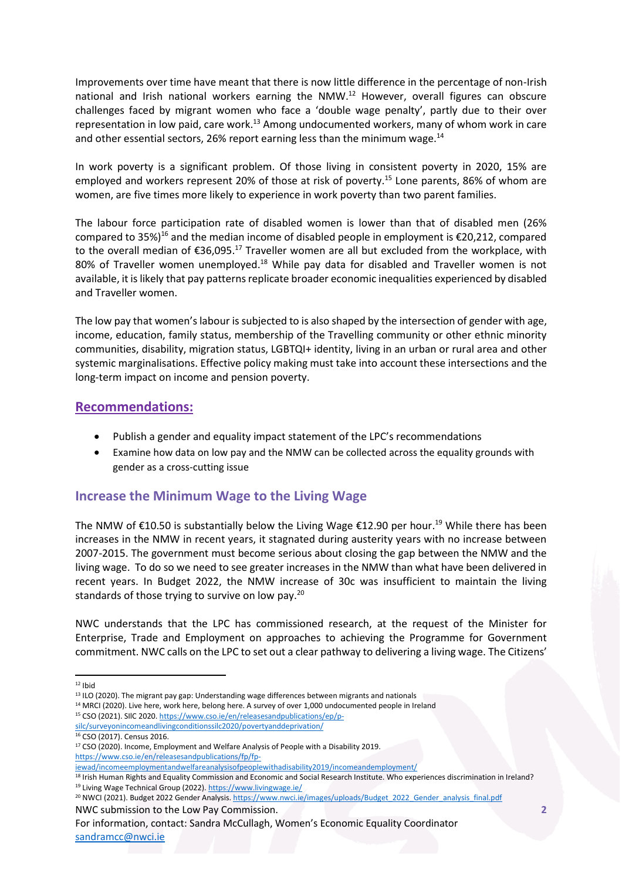Improvements over time have meant that there is now little difference in the percentage of non-Irish national and Irish national workers earning the NMW.[12] However, overall figures can obscure challenges faced by migrant women who face a 'double wage penalty', partly due to their over representation in low paid, care work.[13] Among undocumented workers, many of whom work in care and other essential sectors, 26% report earning less than the minimum wage.[14]

In work poverty is a significant problem. Of those living in consistent poverty in 2020, 15% are employed and workers represent 20% of those at risk of poverty.[15] Lone parents, 86% of whom are women, are five times more likely to experience in work poverty than two parent families.

The labour force participation rate of disabled women is lower than that of disabled men (26% compared to 35%)[16] and the median income of disabled people in employment is €20,212, compared to the overall median of €36,095.[17] Traveller women are all but excluded from the workplace, with 80% of Traveller women unemployed.[18] While pay data for disabled and Traveller women is not available, it is likely that pay patterns replicate broader economic inequalities experienced by disabled and Traveller women.

The low pay that women's labour is subjected to is also shaped by the intersection of gender with age, income, education, family status, membership of the Travelling community or other ethnic minority communities, disability, migration status, LGBTQI+ identity, living in an urban or rural area and other systemic marginalisations. Effective policy making must take into account these intersections and the long-term impact on income and pension poverty.

## Recommendations:

- Publish a gender and equality impact statement of the LPC's recommendations
- Examine how data on low pay and the NMW can be collected across the equality grounds with gender as a cross-cutting issue

## Increase the Minimum Wage to the Living Wage

The NMW of €10.50 is substantially below the Living Wage €12.90 per hour.[19] While there has been increases in the NMW in recent years, it stagnated during austerity years with no increase between 2007-2015. The government must become serious about closing the gap between the NMW and the living wage. To do so we need to see greater increases in the NMW than what have been delivered in recent years. In Budget 2022, the NMW increase of 30c was insufficient to maintain the living standards of those trying to survive on low pay.[20]

NWC understands that the LPC has commissioned research, at the request of the Minister for Enterprise, Trade and Employment on approaches to achieving the Programme for Government commitment. NWC calls on the LPC to set out a clear pathway to delivering a living wage. The Citizens'

---

[12] Ibid

[13] ILO (2020). The migrant pay gap: Understanding wage differences between migrants and nationals

[14] MRCI (2020). Live here, work here, belong here. A survey of over 1,000 undocumented people in Ireland

[15] CSO (2021). SIlC 2020. https://www.cso.ie/en/releasesandpublications/ep/p-silc/surveyonincomeandlivingconditionssilc2020/povertyanddeprivation/

[16] CSO (2017). Census 2016.

[17] CSO (2020). Income, Employment and Welfare Analysis of People with a Disability 2019. https://www.cso.ie/en/releasesandpublications/fp/fp-iewad/incomeemploymentandwelfareanalysisofpeoplewithadisability2019/incomeandemployment/

[18] Irish Human Rights and Equality Commission and Economic and Social Research Institute. Who experiences discrimination in Ireland?

[19] Living Wage Technical Group (2022). https://www.livingwage.ie/

[20] NWCI (2021). Budget 2022 Gender Analysis. https://www.nwci.ie/images/uploads/Budget_2022_Gender_analysis_final.pdf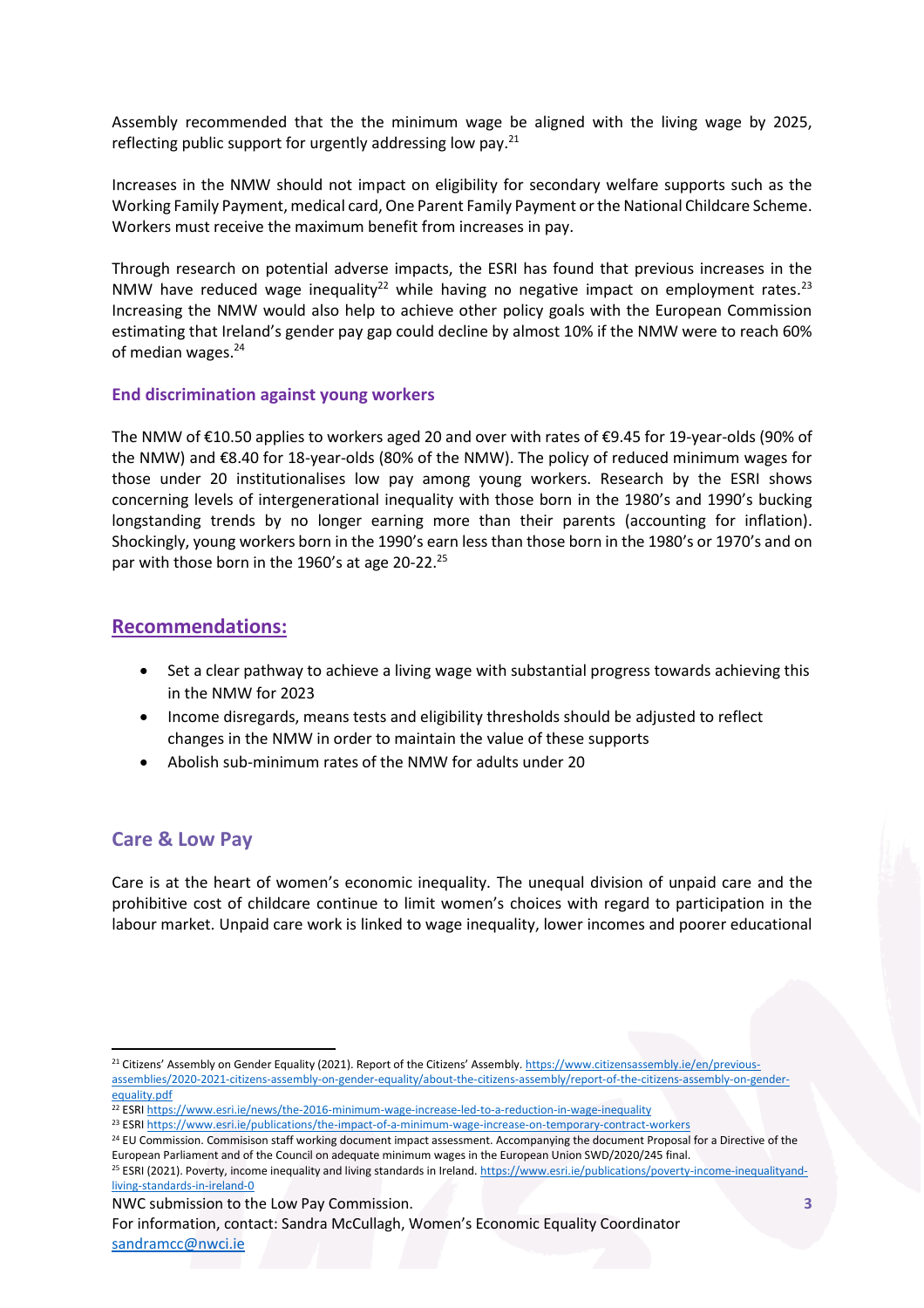Assembly recommended that the the minimum wage be aligned with the living wage by 2025, reflecting public support for urgently addressing low pay.[21]

Increases in the NMW should not impact on eligibility for secondary welfare supports such as the Working Family Payment, medical card, One Parent Family Payment or the National Childcare Scheme. Workers must receive the maximum benefit from increases in pay.

Through research on potential adverse impacts, the ESRI has found that previous increases in the NMW have reduced wage inequality[22] while having no negative impact on employment rates.[23] Increasing the NMW would also help to achieve other policy goals with the European Commission estimating that Ireland's gender pay gap could decline by almost 10% if the NMW were to reach 60% of median wages.[24]

### End discrimination against young workers

The NMW of €10.50 applies to workers aged 20 and over with rates of €9.45 for 19-year-olds (90% of the NMW) and €8.40 for 18-year-olds (80% of the NMW). The policy of reduced minimum wages for those under 20 institutionalises low pay among young workers. Research by the ESRI shows concerning levels of intergenerational inequality with those born in the 1980's and 1990's bucking longstanding trends by no longer earning more than their parents (accounting for inflation). Shockingly, young workers born in the 1990's earn less than those born in the 1980's or 1970's and on par with those born in the 1960's at age 20-22.[25]

## Recommendations:

- Set a clear pathway to achieve a living wage with substantial progress towards achieving this in the NMW for 2023
- Income disregards, means tests and eligibility thresholds should be adjusted to reflect changes in the NMW in order to maintain the value of these supports
- Abolish sub-minimum rates of the NMW for adults under 20

## Care & Low Pay

Care is at the heart of women's economic inequality. The unequal division of unpaid care and the prohibitive cost of childcare continue to limit women's choices with regard to participation in the labour market. Unpaid care work is linked to wage inequality, lower incomes and poorer educational

---

[21] Citizens' Assembly on Gender Equality (2021). Report of the Citizens' Assembly. https://www.citizensassembly.ie/en/previous-assemblies/2020-2021-citizens-assembly-on-gender-equality/about-the-citizens-assembly/report-of-the-citizens-assembly-on-gender-equality.pdf

[22] ESRI https://www.esri.ie/news/the-2016-minimum-wage-increase-led-to-a-reduction-in-wage-inequality

[23] ESRI https://www.esri.ie/publications/the-impact-of-a-minimum-wage-increase-on-temporary-contract-workers

[24] EU Commission. Commisison staff working document impact assessment. Accompanying the document Proposal for a Directive of the European Parliament and of the Council on adequate minimum wages in the European Union SWD/2020/245 final.

[25] ESRI (2021). Poverty, income inequality and living standards in Ireland. https://www.esri.ie/publications/poverty-income-inequalityand-living-standards-in-ireland-0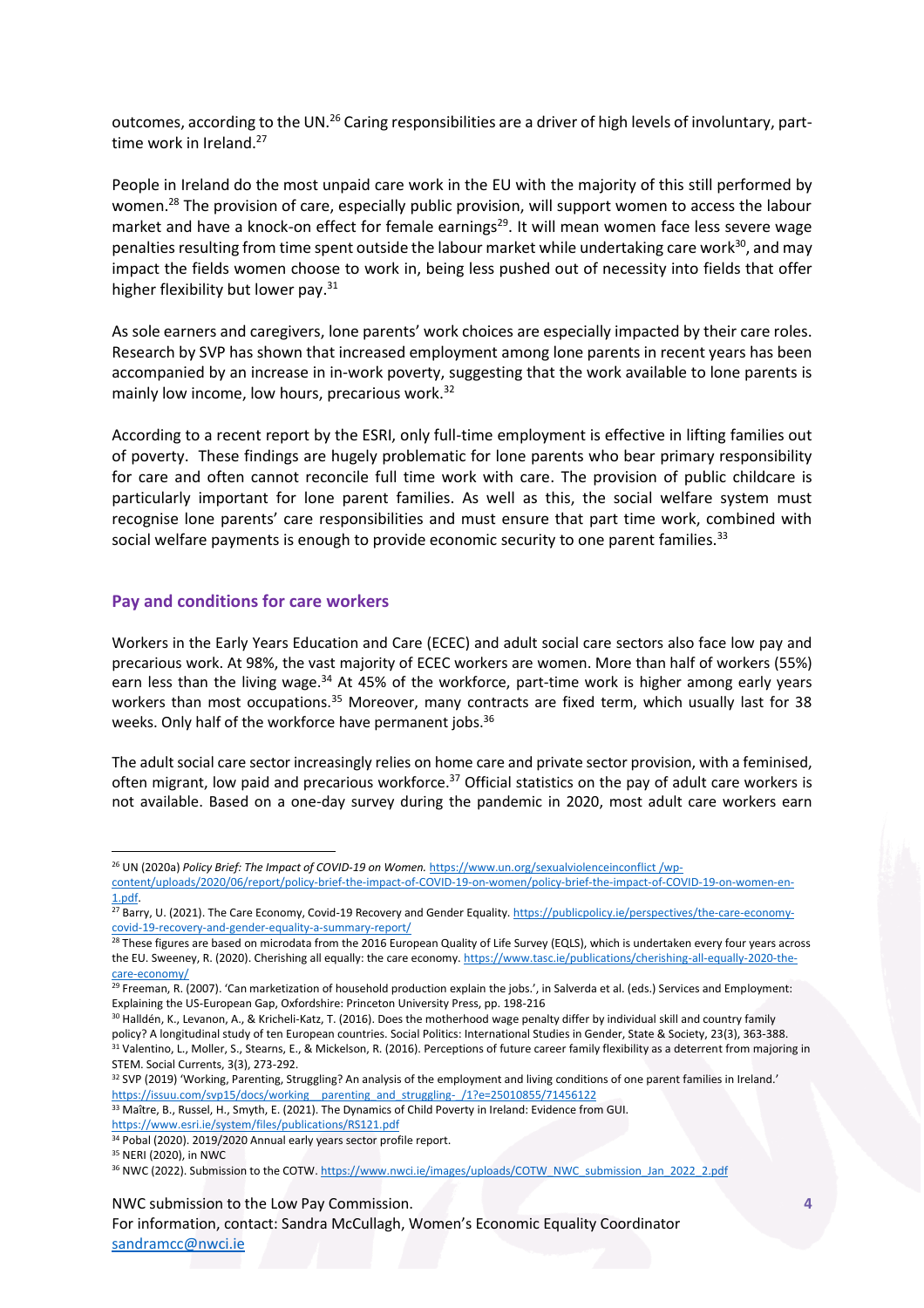outcomes, according to the UN.[26] Caring responsibilities are a driver of high levels of involuntary, part-time work in Ireland.[27]

People in Ireland do the most unpaid care work in the EU with the majority of this still performed by women.[28] The provision of care, especially public provision, will support women to access the labour market and have a knock-on effect for female earnings[29]. It will mean women face less severe wage penalties resulting from time spent outside the labour market while undertaking care work[30], and may impact the fields women choose to work in, being less pushed out of necessity into fields that offer higher flexibility but lower pay.[31]

As sole earners and caregivers, lone parents' work choices are especially impacted by their care roles. Research by SVP has shown that increased employment among lone parents in recent years has been accompanied by an increase in in-work poverty, suggesting that the work available to lone parents is mainly low income, low hours, precarious work.[32]

According to a recent report by the ESRI, only full-time employment is effective in lifting families out of poverty. These findings are hugely problematic for lone parents who bear primary responsibility for care and often cannot reconcile full time work with care. The provision of public childcare is particularly important for lone parent families. As well as this, the social welfare system must recognise lone parents' care responsibilities and must ensure that part time work, combined with social welfare payments is enough to provide economic security to one parent families.[33]

## Pay and conditions for care workers

Workers in the Early Years Education and Care (ECEC) and adult social care sectors also face low pay and precarious work. At 98%, the vast majority of ECEC workers are women. More than half of workers (55%) earn less than the living wage.[34] At 45% of the workforce, part-time work is higher among early years workers than most occupations.[35] Moreover, many contracts are fixed term, which usually last for 38 weeks. Only half of the workforce have permanent jobs.[36]

The adult social care sector increasingly relies on home care and private sector provision, with a feminised, often migrant, low paid and precarious workforce.[37] Official statistics on the pay of adult care workers is not available. Based on a one-day survey during the pandemic in 2020, most adult care workers earn

---

[26] UN (2020a) *Policy Brief: The Impact of COVID-19 on Women.* https://www.un.org/sexualviolenceinconflict /wp-content/uploads/2020/06/report/policy-brief-the-impact-of-COVID-19-on-women/policy-brief-the-impact-of-COVID-19-on-women-en-1.pdf.

[27] Barry, U. (2021). The Care Economy, Covid-19 Recovery and Gender Equality. https://publicpolicy.ie/perspectives/the-care-economy-covid-19-recovery-and-gender-equality-a-summary-report/

[28] These figures are based on microdata from the 2016 European Quality of Life Survey (EQLS), which is undertaken every four years across the EU. Sweeney, R. (2020). Cherishing all equally: the care economy. https://www.tasc.ie/publications/cherishing-all-equally-2020-the-care-economy/

[29] Freeman, R. (2007). 'Can marketization of household production explain the jobs.', in Salverda et al. (eds.) Services and Employment: Explaining the US-European Gap, Oxfordshire: Princeton University Press, pp. 198-216

[30] Halldén, K., Levanon, A., & Kricheli-Katz, T. (2016). Does the motherhood wage penalty differ by individual skill and country family policy? A longitudinal study of ten European countries. Social Politics: International Studies in Gender, State & Society, 23(3), 363-388.

[31] Valentino, L., Moller, S., Stearns, E., & Mickelson, R. (2016). Perceptions of future career family flexibility as a deterrent from majoring in STEM. Social Currents, 3(3), 273-292.

[32] SVP (2019) 'Working, Parenting, Struggling? An analysis of the employment and living conditions of one parent families in Ireland.' https://issuu.com/svp15/docs/working__parenting_and_struggling-_/1?e=25010855/71456122

[33] Maître, B., Russel, H., Smyth, E. (2021). The Dynamics of Child Poverty in Ireland: Evidence from GUI. https://www.esri.ie/system/files/publications/RS121.pdf

[34] Pobal (2020). 2019/2020 Annual early years sector profile report.

[35] NERI (2020), in NWC

[36] NWC (2022). Submission to the COTW. https://www.nwci.ie/images/uploads/COTW_NWC_submission_Jan_2022_2.pdf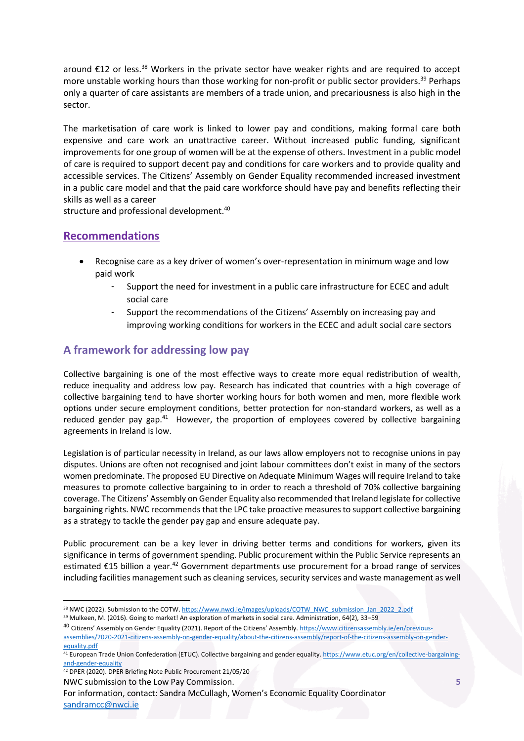around €12 or less.[38] Workers in the private sector have weaker rights and are required to accept more unstable working hours than those working for non-profit or public sector providers.[39] Perhaps only a quarter of care assistants are members of a trade union, and precariousness is also high in the sector.

The marketisation of care work is linked to lower pay and conditions, making formal care both expensive and care work an unattractive career. Without increased public funding, significant improvements for one group of women will be at the expense of others. Investment in a public model of care is required to support decent pay and conditions for care workers and to provide quality and accessible services. The Citizens' Assembly on Gender Equality recommended increased investment in a public care model and that the paid care workforce should have pay and benefits reflecting their skills as well as a career structure and professional development.[40]

## Recommendations

- Recognise care as a key driver of women's over-representation in minimum wage and low paid work
    - Support the need for investment in a public care infrastructure for ECEC and adult social care
    - Support the recommendations of the Citizens' Assembly on increasing pay and improving working conditions for workers in the ECEC and adult social care sectors

## A framework for addressing low pay

Collective bargaining is one of the most effective ways to create more equal redistribution of wealth, reduce inequality and address low pay. Research has indicated that countries with a high coverage of collective bargaining tend to have shorter working hours for both women and men, more flexible work options under secure employment conditions, better protection for non-standard workers, as well as a reduced gender pay gap.[41] However, the proportion of employees covered by collective bargaining agreements in Ireland is low.

Legislation is of particular necessity in Ireland, as our laws allow employers not to recognise unions in pay disputes. Unions are often not recognised and joint labour committees don't exist in many of the sectors women predominate. The proposed EU Directive on Adequate Minimum Wages will require Ireland to take measures to promote collective bargaining to in order to reach a threshold of 70% collective bargaining coverage. The Citizens' Assembly on Gender Equality also recommended that Ireland legislate for collective bargaining rights. NWC recommends that the LPC take proactive measures to support collective bargaining as a strategy to tackle the gender pay gap and ensure adequate pay.

Public procurement can be a key lever in driving better terms and conditions for workers, given its significance in terms of government spending. Public procurement within the Public Service represents an estimated €15 billion a year.[42] Government departments use procurement for a broad range of services including facilities management such as cleaning services, security services and waste management as well

---

[38] NWC (2022). Submission to the COTW. https://www.nwci.ie/images/uploads/COTW_NWC_submission_Jan_2022_2.pdf

[39] Mulkeen, M. (2016). Going to market! An exploration of markets in social care. Administration, 64(2), 33–59

[40] Citizens' Assembly on Gender Equality (2021). Report of the Citizens' Assembly. https://www.citizensassembly.ie/en/previous-assemblies/2020-2021-citizens-assembly-on-gender-equality/about-the-citizens-assembly/report-of-the-citizens-assembly-on-gender-equality.pdf

[41] European Trade Union Confederation (ETUC). Collective bargaining and gender equality. https://www.etuc.org/en/collective-bargaining-and-gender-equality

[42] DPER (2020). DPER Briefing Note Public Procurement 21/05/20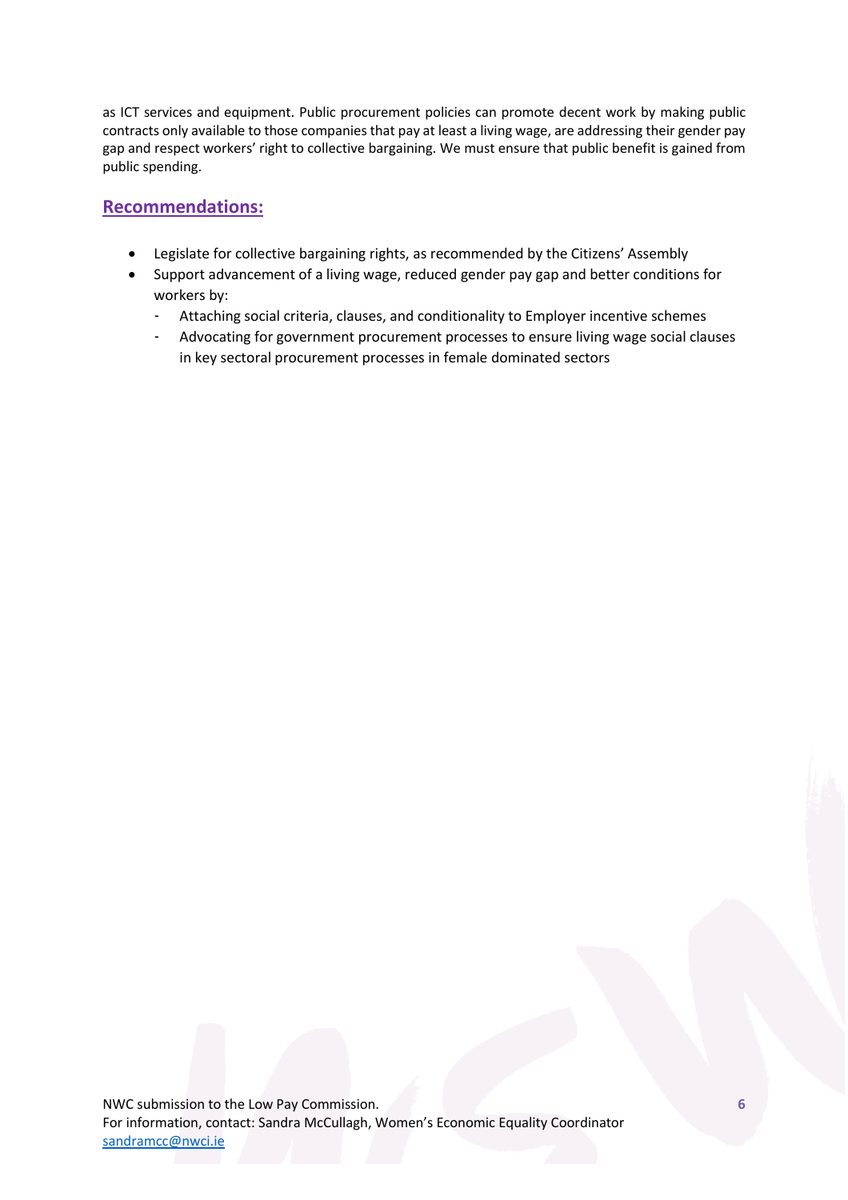as ICT services and equipment. Public procurement policies can promote decent work by making public contracts only available to those companies that pay at least a living wage, are addressing their gender pay gap and respect workers' right to collective bargaining. We must ensure that public benefit is gained from public spending.

## Recommendations:

- Legislate for collective bargaining rights, as recommended by the Citizens' Assembly
- Support advancement of a living wage, reduced gender pay gap and better conditions for workers by:
  - Attaching social criteria, clauses, and conditionality to Employer incentive schemes
  - Advocating for government procurement processes to ensure living wage social clauses in key sectoral procurement processes in female dominated sectors